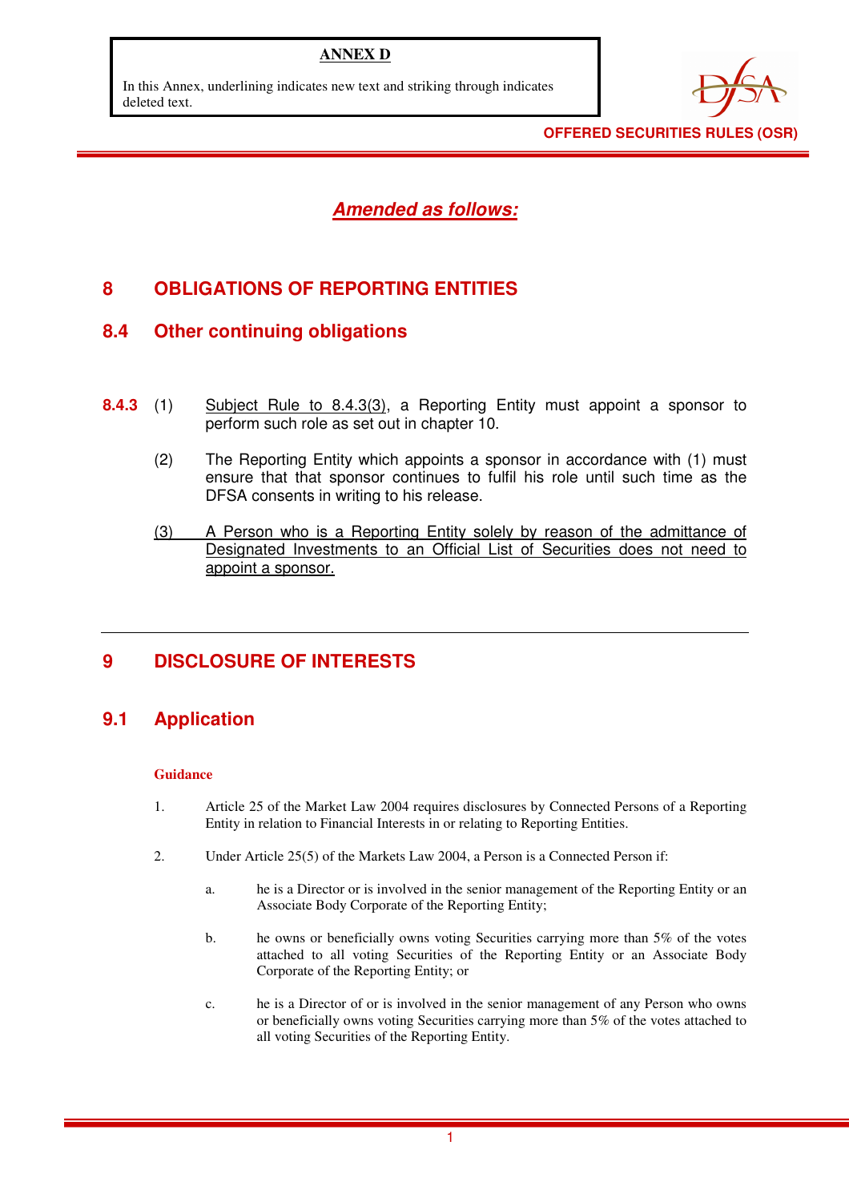**ANNEX D**

In this Annex, underlining indicates new text and striking through indicates deleted text.

**OFFERED SECURITIES RULES (OSR)**

***<u>Amended as follows:</u>***

## 8 OBLIGATIONS OF REPORTING ENTITIES

### 8.4 Other continuing obligations

**8.4.3** (1) <u>Subject Rule to 8.4.3(3)</u>, a Reporting Entity must appoint a sponsor to perform such role as set out in chapter 10.

(2) The Reporting Entity which appoints a sponsor in accordance with (1) must ensure that that sponsor continues to fulfil his role until such time as the DFSA consents in writing to his release.

<u>(3) A Person who is a Reporting Entity solely by reason of the admittance of Designated Investments to an Official List of Securities does not need to appoint a sponsor.</u>

---

## 9 DISCLOSURE OF INTERESTS

### 9.1 Application

**Guidance**

1. Article 25 of the Market Law 2004 requires disclosures by Connected Persons of a Reporting Entity in relation to Financial Interests in or relating to Reporting Entities.

2. Under Article 25(5) of the Markets Law 2004, a Person is a Connected Person if:

   a. he is a Director or is involved in the senior management of the Reporting Entity or an Associate Body Corporate of the Reporting Entity;

   b. he owns or beneficially owns voting Securities carrying more than 5% of the votes attached to all voting Securities of the Reporting Entity or an Associate Body Corporate of the Reporting Entity; or

   c. he is a Director of or is involved in the senior management of any Person who owns or beneficially owns voting Securities carrying more than 5% of the votes attached to all voting Securities of the Reporting Entity.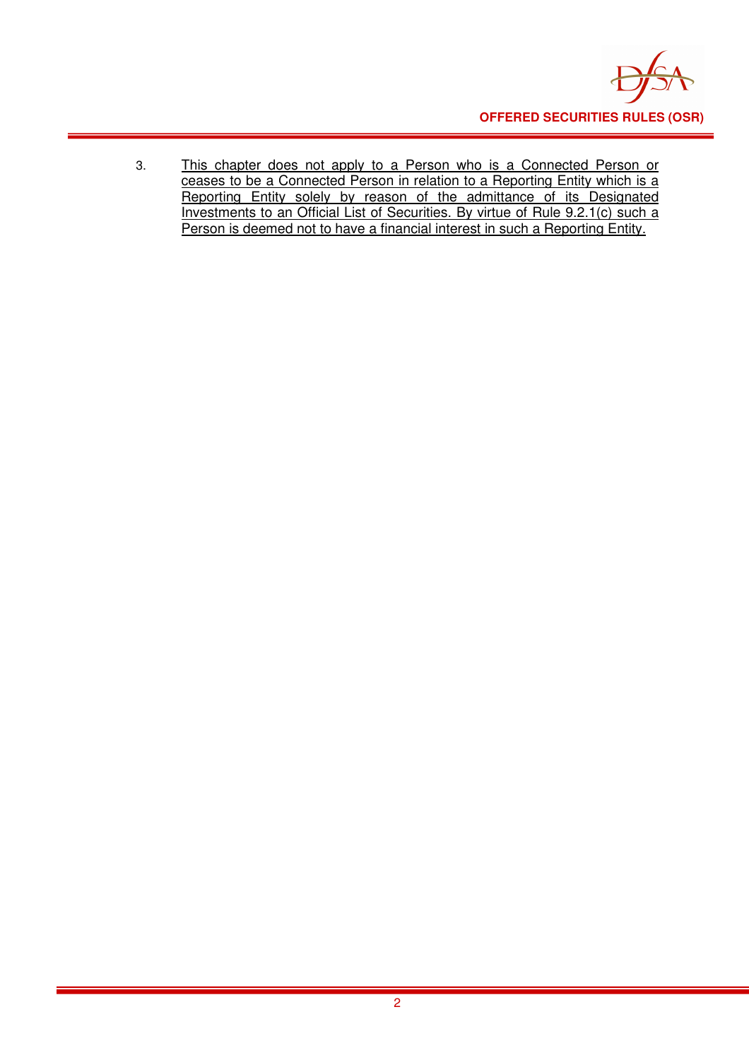3. <u>This chapter does not apply to a Person who is a Connected Person or ceases to be a Connected Person in relation to a Reporting Entity which is a Reporting Entity solely by reason of the admittance of its Designated Investments to an Official List of Securities. By virtue of Rule 9.2.1(c) such a Person is deemed not to have a financial interest in such a Reporting Entity.</u>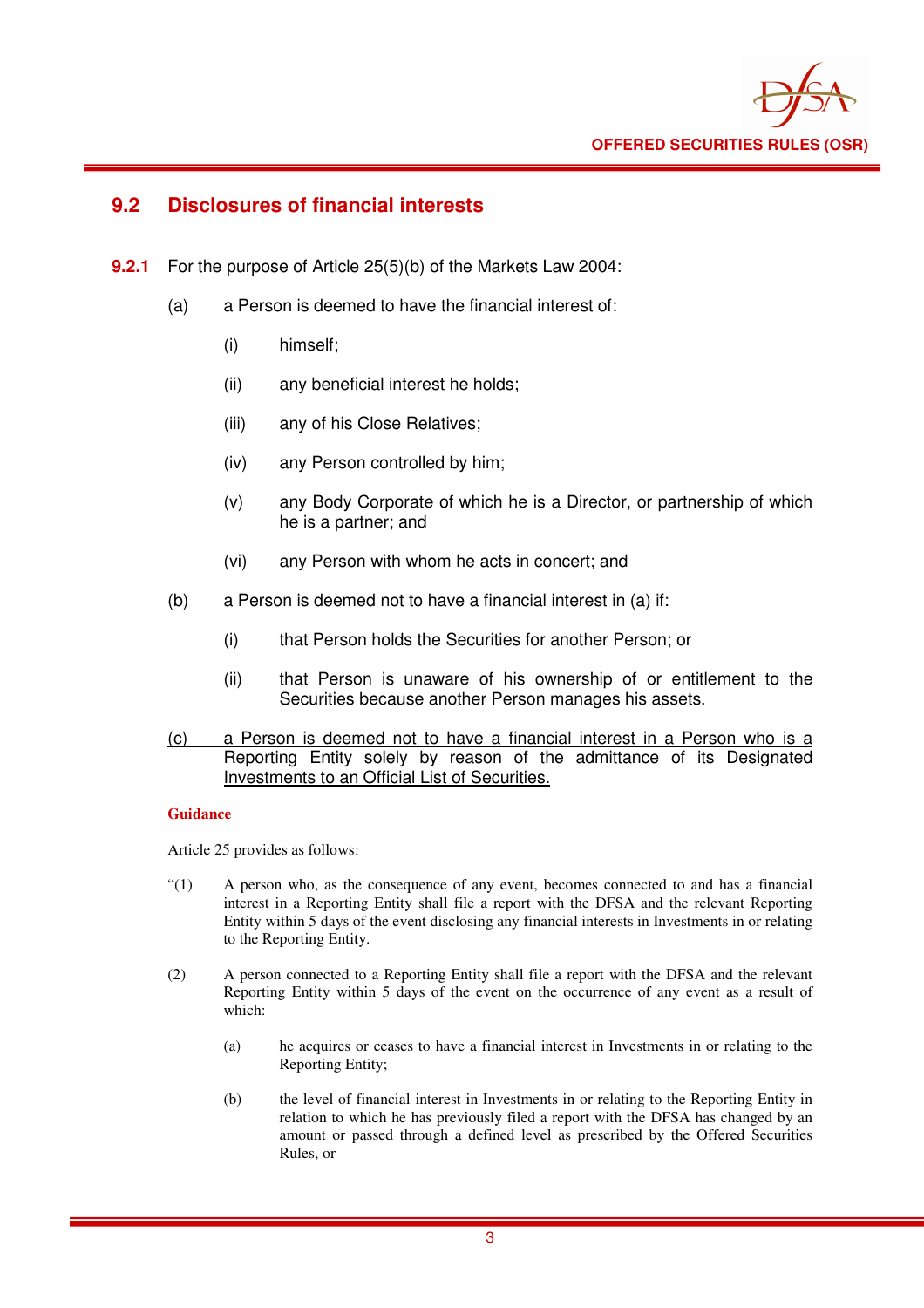## 9.2 Disclosures of financial interests

**9.2.1** For the purpose of Article 25(5)(b) of the Markets Law 2004:

(a) a Person is deemed to have the financial interest of:

(i) himself;

(ii) any beneficial interest he holds;

(iii) any of his Close Relatives;

(iv) any Person controlled by him;

(v) any Body Corporate of which he is a Director, or partnership of which he is a partner; and

(vi) any Person with whom he acts in concert; and

(b) a Person is deemed not to have a financial interest in (a) if:

(i) that Person holds the Securities for another Person; or

(ii) that Person is unaware of his ownership of or entitlement to the Securities because another Person manages his assets.

<u>(c) a Person is deemed not to have a financial interest in a Person who is a Reporting Entity solely by reason of the admittance of its Designated Investments to an Official List of Securities.</u>

**Guidance**

Article 25 provides as follows:

"(1) A person who, as the consequence of any event, becomes connected to and has a financial interest in a Reporting Entity shall file a report with the DFSA and the relevant Reporting Entity within 5 days of the event disclosing any financial interests in Investments in or relating to the Reporting Entity.

(2) A person connected to a Reporting Entity shall file a report with the DFSA and the relevant Reporting Entity within 5 days of the event on the occurrence of any event as a result of which:

(a) he acquires or ceases to have a financial interest in Investments in or relating to the Reporting Entity;

(b) the level of financial interest in Investments in or relating to the Reporting Entity in relation to which he has previously filed a report with the DFSA has changed by an amount or passed through a defined level as prescribed by the Offered Securities Rules, or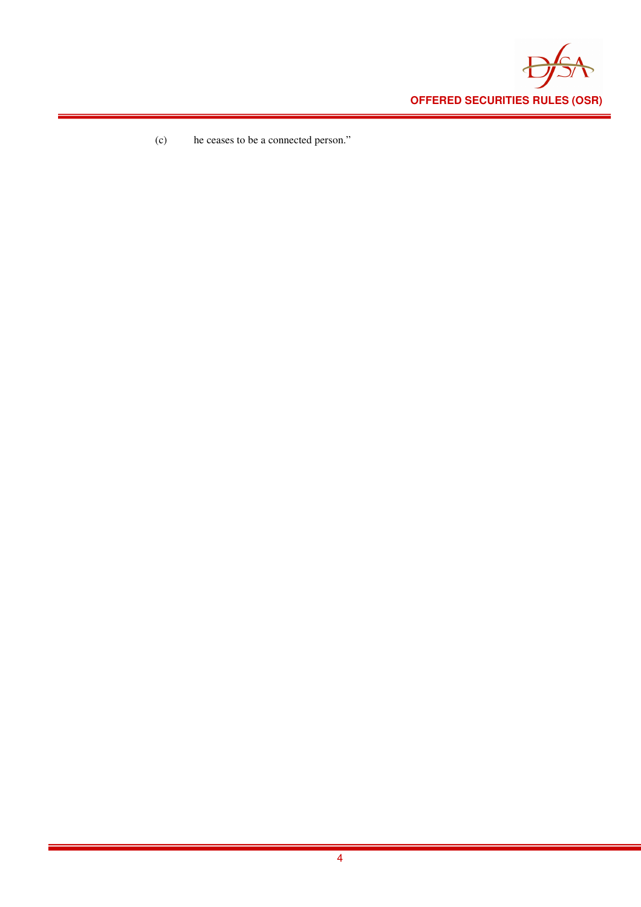(c) he ceases to be a connected person."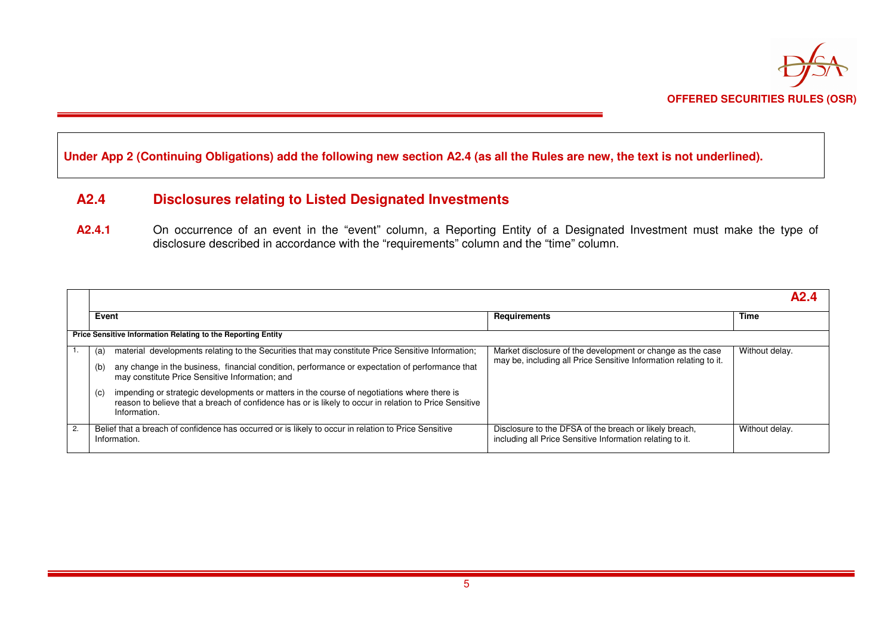**Under App 2 (Continuing Obligations) add the following new section A2.4 (as all the Rules are new, the text is not underlined).**

## A2.4 Disclosures relating to Listed Designated Investments

**A2.4.1** On occurrence of an event in the "event" column, a Reporting Entity of a Designated Investment must make the type of disclosure described in accordance with the "requirements" column and the "time" column.

| | | | **A2.4** |
|---|---|---|---|
| | **Event** | **Requirements** | **Time** |
| **Price Sensitive Information Relating to the Reporting Entity** | | | |
| 1. | (a) material developments relating to the Securities that may constitute Price Sensitive Information;<br>(b) any change in the business, financial condition, performance or expectation of performance that may constitute Price Sensitive Information; and<br>(c) impending or strategic developments or matters in the course of negotiations where there is reason to believe that a breach of confidence has or is likely to occur in relation to Price Sensitive Information. | Market disclosure of the development or change as the case may be, including all Price Sensitive Information relating to it. | Without delay. |
| 2. | Belief that a breach of confidence has occurred or is likely to occur in relation to Price Sensitive Information. | Disclosure to the DFSA of the breach or likely breach, including all Price Sensitive Information relating to it. | Without delay. |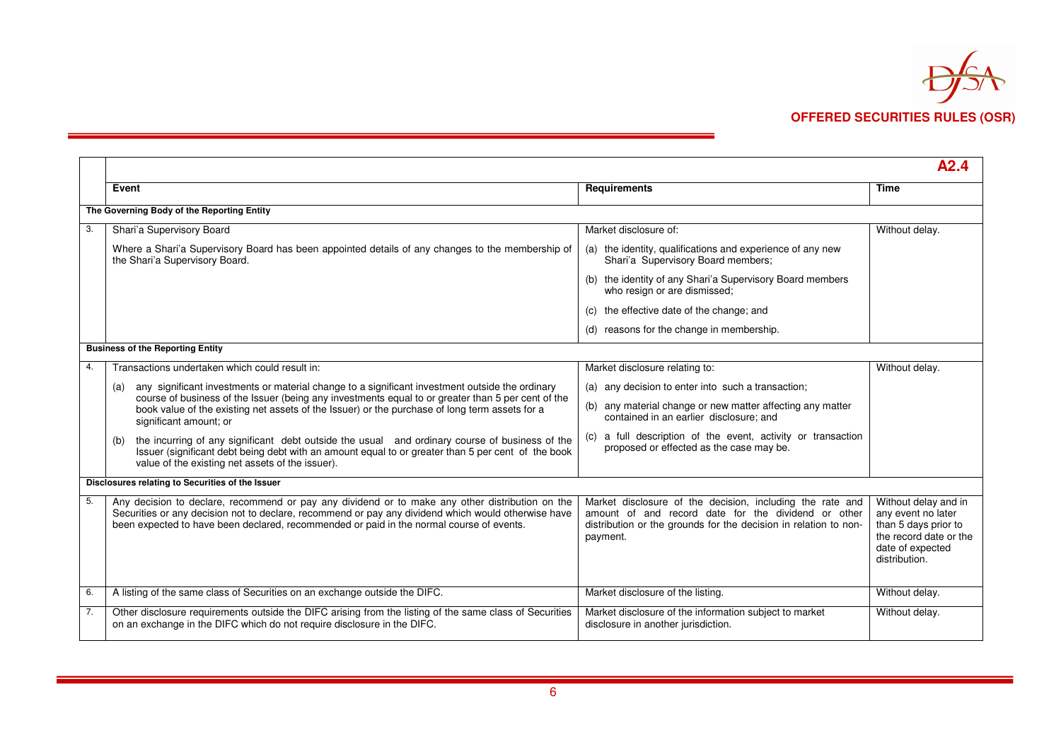| | | | A2.4 |
|---|---|---|---|
| | **Event** | **Requirements** | **Time** |
| **The Governing Body of the Reporting Entity** | | | |
| 3. | Shari'a Supervisory Board<br><br>Where a Shari'a Supervisory Board has been appointed details of any changes to the membership of the Shari'a Supervisory Board. | Market disclosure of:<br>(a) the identity, qualifications and experience of any new Shari'a Supervisory Board members;<br>(b) the identity of any Shari'a Supervisory Board members who resign or are dismissed;<br>(c) the effective date of the change; and<br>(d) reasons for the change in membership. | Without delay. |
| **Business of the Reporting Entity** | | | |
| 4. | Transactions undertaken which could result in:<br>(a) any significant investments or material change to a significant investment outside the ordinary course of business of the Issuer (being any investments equal to or greater than 5 per cent of the book value of the existing net assets of the Issuer) or the purchase of long term assets for a significant amount; or<br>(b) the incurring of any significant debt outside the usual and ordinary course of business of the Issuer (significant debt being debt with an amount equal to or greater than 5 per cent of the book value of the existing net assets of the issuer). | Market disclosure relating to:<br>(a) any decision to enter into such a transaction;<br>(b) any material change or new matter affecting any matter contained in an earlier disclosure; and<br>(c) a full description of the event, activity or transaction proposed or effected as the case may be. | Without delay. |
| **Disclosures relating to Securities of the Issuer** | | | |
| 5. | Any decision to declare, recommend or pay any dividend or to make any other distribution on the Securities or any decision not to declare, recommend or pay any dividend which would otherwise have been expected to have been declared, recommended or paid in the normal course of events. | Market disclosure of the decision, including the rate and amount of and record date for the dividend or other distribution or the grounds for the decision in relation to non-payment. | Without delay and in any event no later than 5 days prior to the record date or the date of expected distribution. |
| 6. | A listing of the same class of Securities on an exchange outside the DIFC. | Market disclosure of the listing. | Without delay. |
| 7. | Other disclosure requirements outside the DIFC arising from the listing of the same class of Securities on an exchange in the DIFC which do not require disclosure in the DIFC. | Market disclosure of the information subject to market disclosure in another jurisdiction. | Without delay. |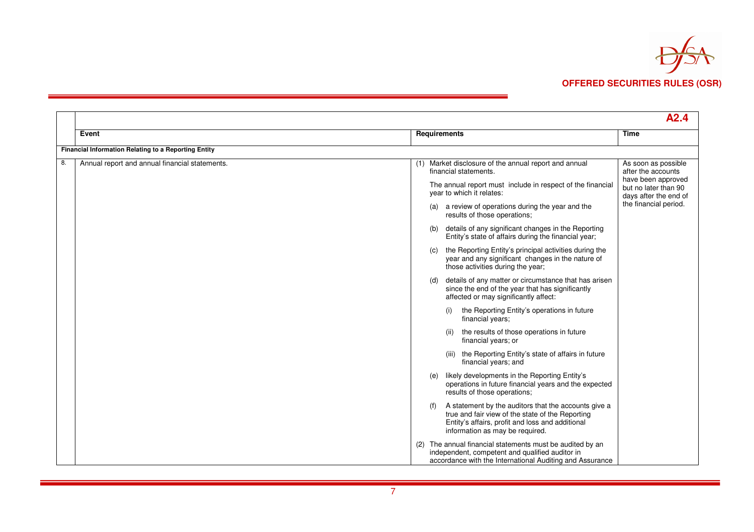| | | | A2.4 |
|---|---|---|---|
| | **Event** | **Requirements** | **Time** |
| **Financial Information Relating to a Reporting Entity** | | | |
| 8. | Annual report and annual financial statements. | (1) Market disclosure of the annual report and annual financial statements.<br><br>The annual report must include in respect of the financial year to which it relates:<br><br>(a) a review of operations during the year and the results of those operations;<br><br>(b) details of any significant changes in the Reporting Entity's state of affairs during the financial year;<br><br>(c) the Reporting Entity's principal activities during the year and any significant changes in the nature of those activities during the year;<br><br>(d) details of any matter or circumstance that has arisen since the end of the year that has significantly affected or may significantly affect:<br><br>(i) the Reporting Entity's operations in future financial years;<br><br>(ii) the results of those operations in future financial years; or<br><br>(iii) the Reporting Entity's state of affairs in future financial years; and<br><br>(e) likely developments in the Reporting Entity's operations in future financial years and the expected results of those operations;<br><br>(f) A statement by the auditors that the accounts give a true and fair view of the state of the Reporting Entity's affairs, profit and loss and additional information as may be required.<br><br>(2) The annual financial statements must be audited by an independent, competent and qualified auditor in accordance with the International Auditing and Assurance | As soon as possible after the accounts have been approved but no later than 90 days after the end of the financial period. |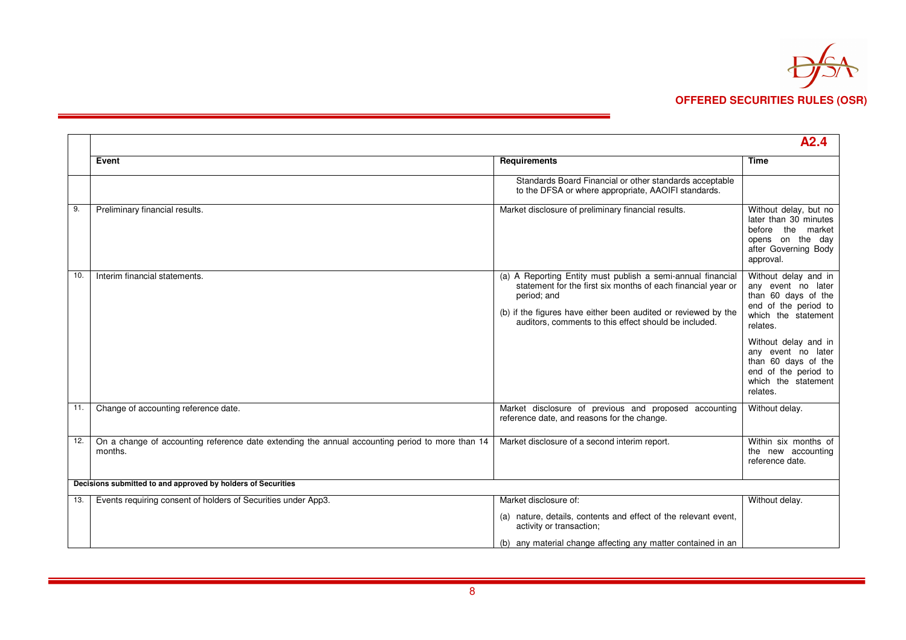| | | | A2.4 |
|---|---|---|---|
| | **Event** | **Requirements** | **Time** |
| | | Standards Board Financial or other standards acceptable to the DFSA or where appropriate, AAOIFI standards. | |
| 9. | Preliminary financial results. | Market disclosure of preliminary financial results. | Without delay, but no later than 30 minutes before the market opens on the day after Governing Body approval. |
| 10. | Interim financial statements. | (a) A Reporting Entity must publish a semi-annual financial statement for the first six months of each financial year or period; and<br>(b) if the figures have either been audited or reviewed by the auditors, comments to this effect should be included. | Without delay and in any event no later than 60 days of the end of the period to which the statement relates.<br>Without delay and in any event no later than 60 days of the end of the period to which the statement relates. |
| 11. | Change of accounting reference date. | Market disclosure of previous and proposed accounting reference date, and reasons for the change. | Without delay. |
| 12. | On a change of accounting reference date extending the annual accounting period to more than 14 months. | Market disclosure of a second interim report. | Within six months of the new accounting reference date. |
| **Decisions submitted to and approved by holders of Securities** | | | |
| 13. | Events requiring consent of holders of Securities under App3. | Market disclosure of:<br>(a) nature, details, contents and effect of the relevant event, activity or transaction;<br>(b) any material change affecting any matter contained in an | Without delay. |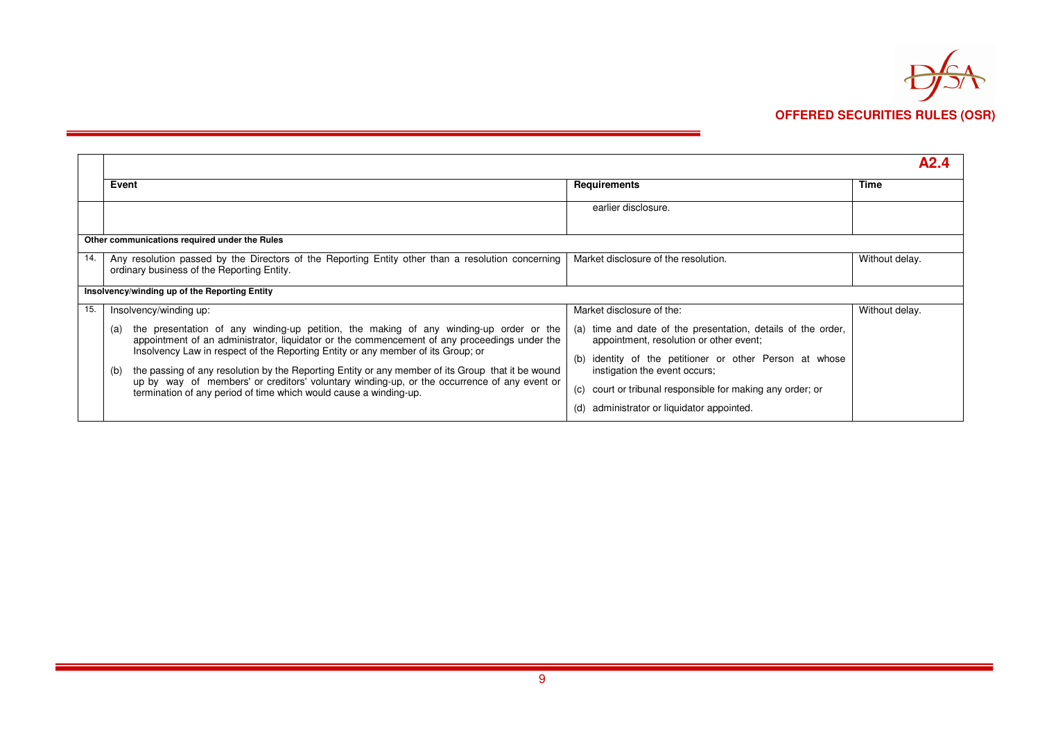**A2.4**

| | Event | Requirements | Time |
|---|---|---|---|
| | | earlier disclosure. | |
| **Other communications required under the Rules** | | | |
| 14. | Any resolution passed by the Directors of the Reporting Entity other than a resolution concerning ordinary business of the Reporting Entity. | Market disclosure of the resolution. | Without delay. |
| **Insolvency/winding up of the Reporting Entity** | | | |
| 15. | Insolvency/winding up: (a) the presentation of any winding-up petition, the making of any winding-up order or the appointment of an administrator, liquidator or the commencement of any proceedings under the Insolvency Law in respect of the Reporting Entity or any member of its Group; or (b) the passing of any resolution by the Reporting Entity or any member of its Group that it be wound up by way of members' or creditors' voluntary winding-up, or the occurrence of any event or termination of any period of time which would cause a winding-up. | Market disclosure of the: (a) time and date of the presentation, details of the order, appointment, resolution or other event; (b) identity of the petitioner or other Person at whose instigation the event occurs; (c) court or tribunal responsible for making any order; or (d) administrator or liquidator appointed. | Without delay. |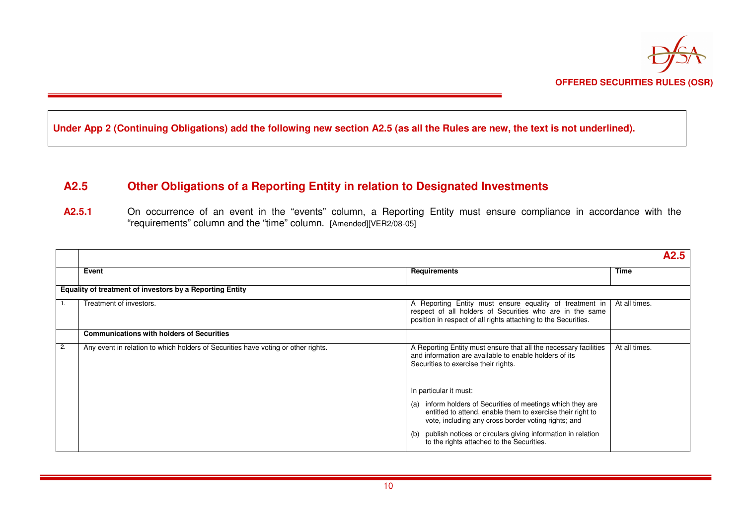**Under App 2 (Continuing Obligations) add the following new section A2.5 (as all the Rules are new, the text is not underlined).**

## A2.5 Other Obligations of a Reporting Entity in relation to Designated Investments

**A2.5.1** On occurrence of an event in the "events" column, a Reporting Entity must ensure compliance in accordance with the "requirements" column and the "time" column. [Amended][VER2/08-05]

| | | | **A2.5** |
|---|---|---|---|
| | **Event** | **Requirements** | **Time** |
| **Equality of treatment of investors by a Reporting Entity** | | | |
| 1. | Treatment of investors. | A Reporting Entity must ensure equality of treatment in respect of all holders of Securities who are in the same position in respect of all rights attaching to the Securities. | At all times. |
| | **Communications with holders of Securities** | | |
| 2. | Any event in relation to which holders of Securities have voting or other rights. | A Reporting Entity must ensure that all the necessary facilities and information are available to enable holders of its Securities to exercise their rights.<br><br>In particular it must:<br><br>(a) inform holders of Securities of meetings which they are entitled to attend, enable them to exercise their right to vote, including any cross border voting rights; and<br><br>(b) publish notices or circulars giving information in relation to the rights attached to the Securities. | At all times. |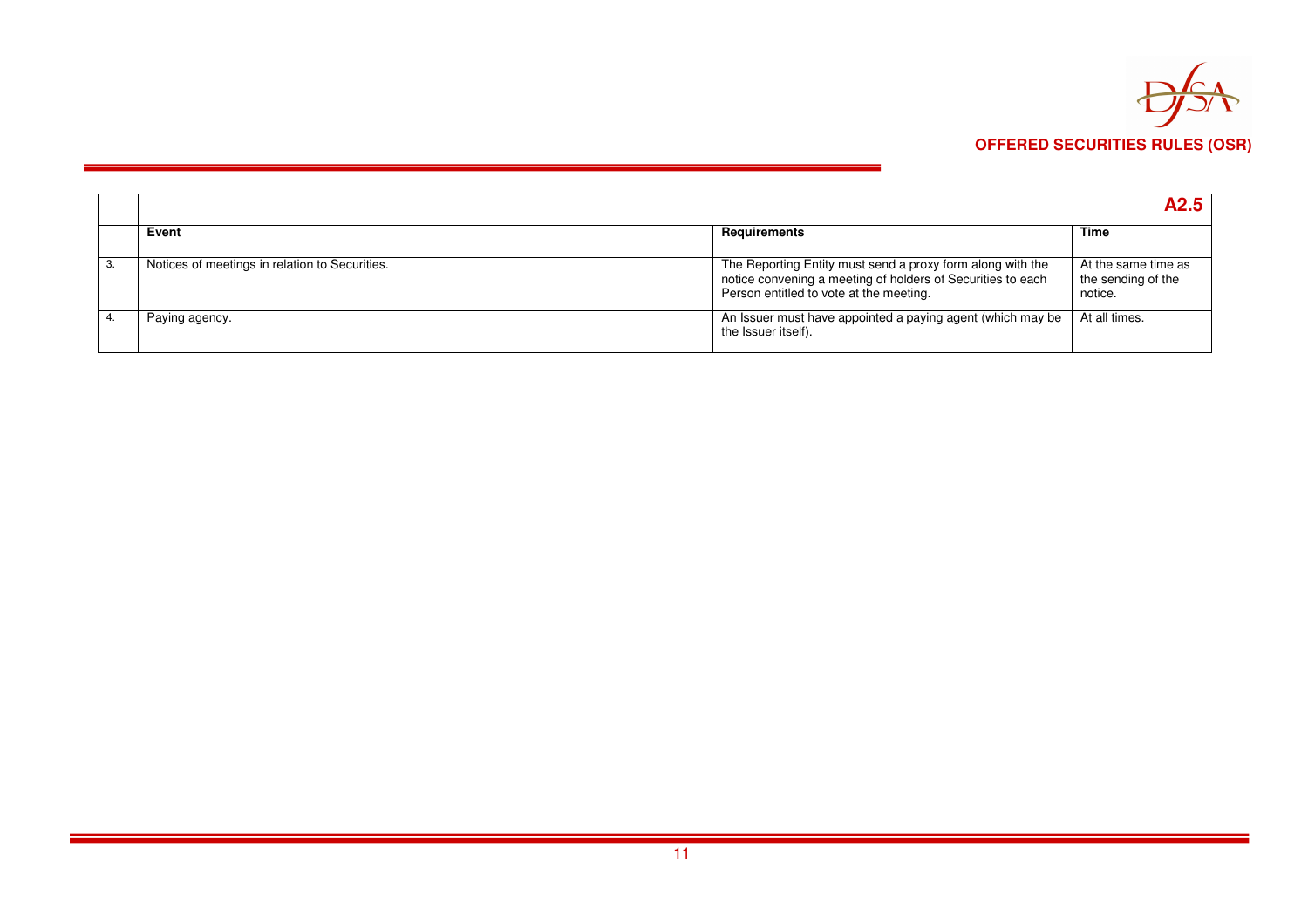| | | | A2.5 |
|---|---|---|---|
| | **Event** | **Requirements** | **Time** |
| 3. | Notices of meetings in relation to Securities. | The Reporting Entity must send a proxy form along with the notice convening a meeting of holders of Securities to each Person entitled to vote at the meeting. | At the same time as the sending of the notice. |
| 4. | Paying agency. | An Issuer must have appointed a paying agent (which may be the Issuer itself). | At all times. |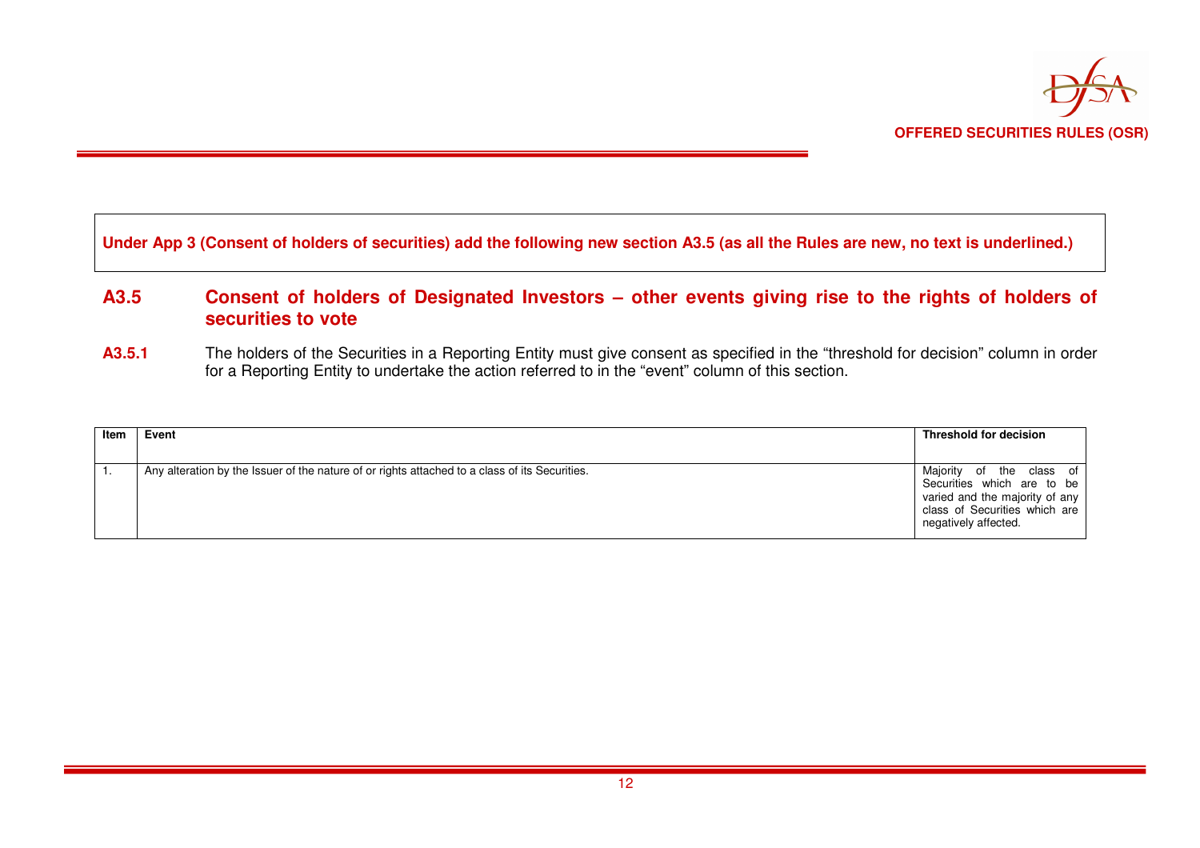**Under App 3 (Consent of holders of securities) add the following new section A3.5 (as all the Rules are new, no text is underlined.)**

## A3.5 Consent of holders of Designated Investors – other events giving rise to the rights of holders of securities to vote

**A3.5.1** The holders of the Securities in a Reporting Entity must give consent as specified in the "threshold for decision" column in order for a Reporting Entity to undertake the action referred to in the "event" column of this section.

| Item | Event | Threshold for decision |
|---|---|---|
| 1. | Any alteration by the Issuer of the nature of or rights attached to a class of its Securities. | Majority of the class of Securities which are to be varied and the majority of any class of Securities which are negatively affected. |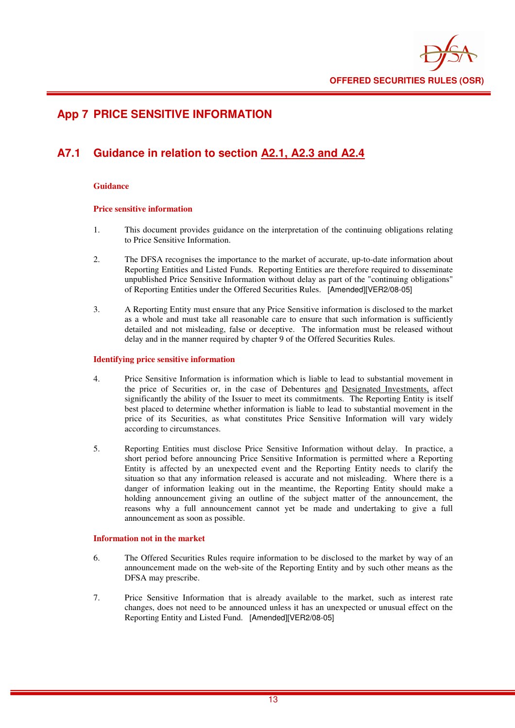# App 7 PRICE SENSITIVE INFORMATION

## A7.1 Guidance in relation to section A2.1, A2.3 and A2.4

### Guidance

#### Price sensitive information

1. This document provides guidance on the interpretation of the continuing obligations relating to Price Sensitive Information.

2. The DFSA recognises the importance to the market of accurate, up-to-date information about Reporting Entities and Listed Funds. Reporting Entities are therefore required to disseminate unpublished Price Sensitive Information without delay as part of the "continuing obligations" of Reporting Entities under the Offered Securities Rules. [Amended][VER2/08-05]

3. A Reporting Entity must ensure that any Price Sensitive information is disclosed to the market as a whole and must take all reasonable care to ensure that such information is sufficiently detailed and not misleading, false or deceptive. The information must be released without delay and in the manner required by chapter 9 of the Offered Securities Rules.

#### Identifying price sensitive information

4. Price Sensitive Information is information which is liable to lead to substantial movement in the price of Securities or, in the case of Debentures and Designated Investments, affect significantly the ability of the Issuer to meet its commitments. The Reporting Entity is itself best placed to determine whether information is liable to lead to substantial movement in the price of its Securities, as what constitutes Price Sensitive Information will vary widely according to circumstances.

5. Reporting Entities must disclose Price Sensitive Information without delay. In practice, a short period before announcing Price Sensitive Information is permitted where a Reporting Entity is affected by an unexpected event and the Reporting Entity needs to clarify the situation so that any information released is accurate and not misleading. Where there is a danger of information leaking out in the meantime, the Reporting Entity should make a holding announcement giving an outline of the subject matter of the announcement, the reasons why a full announcement cannot yet be made and undertaking to give a full announcement as soon as possible.

#### Information not in the market

6. The Offered Securities Rules require information to be disclosed to the market by way of an announcement made on the web-site of the Reporting Entity and by such other means as the DFSA may prescribe.

7. Price Sensitive Information that is already available to the market, such as interest rate changes, does not need to be announced unless it has an unexpected or unusual effect on the Reporting Entity and Listed Fund. [Amended][VER2/08-05]